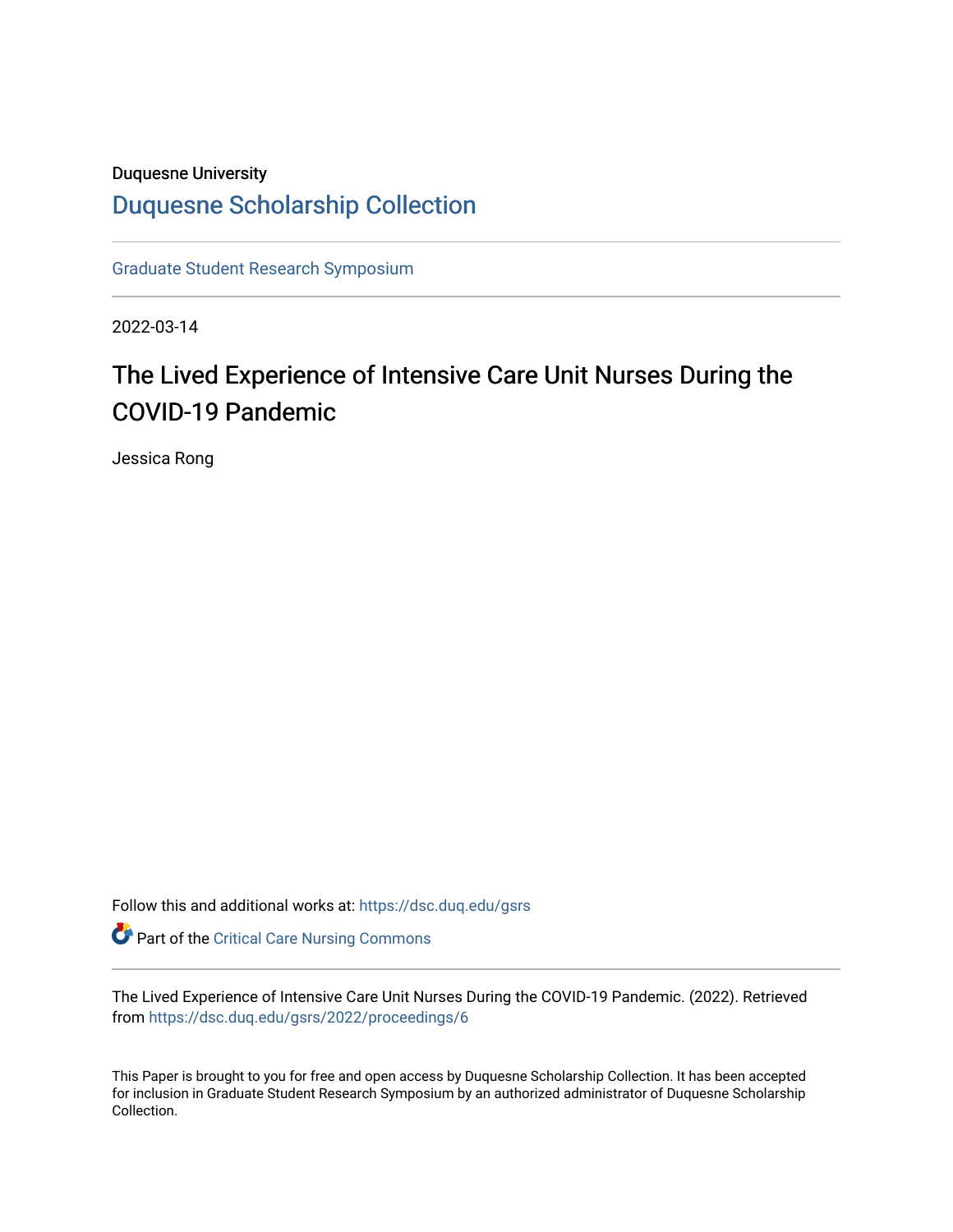Duquesne University

## Duquesne Scholarship Collection

Graduate Student Research Symposium

2022-03-14

# The Lived Experience of Intensive Care Unit Nurses During the COVID-19 Pandemic

Jessica Rong

Follow this and additional works at: https://dsc.duq.edu/gsrs

Part of the Critical Care Nursing Commons

The Lived Experience of Intensive Care Unit Nurses During the COVID-19 Pandemic. (2022). Retrieved from https://dsc.duq.edu/gsrs/2022/proceedings/6

This Paper is brought to you for free and open access by Duquesne Scholarship Collection. It has been accepted for inclusion in Graduate Student Research Symposium by an authorized administrator of Duquesne Scholarship Collection.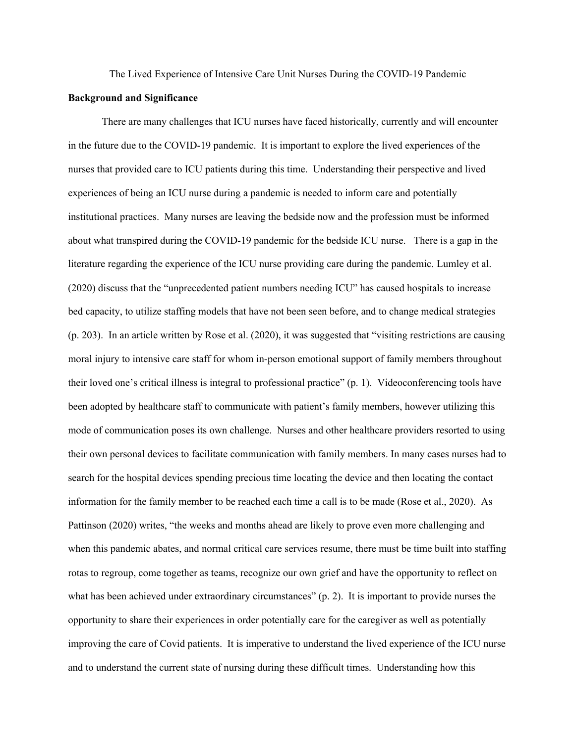The Lived Experience of Intensive Care Unit Nurses During the COVID-19 Pandemic

**Background and Significance**

There are many challenges that ICU nurses have faced historically, currently and will encounter in the future due to the COVID-19 pandemic. It is important to explore the lived experiences of the nurses that provided care to ICU patients during this time. Understanding their perspective and lived experiences of being an ICU nurse during a pandemic is needed to inform care and potentially institutional practices. Many nurses are leaving the bedside now and the profession must be informed about what transpired during the COVID-19 pandemic for the bedside ICU nurse. There is a gap in the literature regarding the experience of the ICU nurse providing care during the pandemic. Lumley et al. (2020) discuss that the "unprecedented patient numbers needing ICU" has caused hospitals to increase bed capacity, to utilize staffing models that have not been seen before, and to change medical strategies (p. 203). In an article written by Rose et al. (2020), it was suggested that "visiting restrictions are causing moral injury to intensive care staff for whom in-person emotional support of family members throughout their loved one's critical illness is integral to professional practice" (p. 1). Videoconferencing tools have been adopted by healthcare staff to communicate with patient's family members, however utilizing this mode of communication poses its own challenge. Nurses and other healthcare providers resorted to using their own personal devices to facilitate communication with family members. In many cases nurses had to search for the hospital devices spending precious time locating the device and then locating the contact information for the family member to be reached each time a call is to be made (Rose et al., 2020). As Pattinson (2020) writes, "the weeks and months ahead are likely to prove even more challenging and when this pandemic abates, and normal critical care services resume, there must be time built into staffing rotas to regroup, come together as teams, recognize our own grief and have the opportunity to reflect on what has been achieved under extraordinary circumstances" (p. 2). It is important to provide nurses the opportunity to share their experiences in order potentially care for the caregiver as well as potentially improving the care of Covid patients. It is imperative to understand the lived experience of the ICU nurse and to understand the current state of nursing during these difficult times. Understanding how this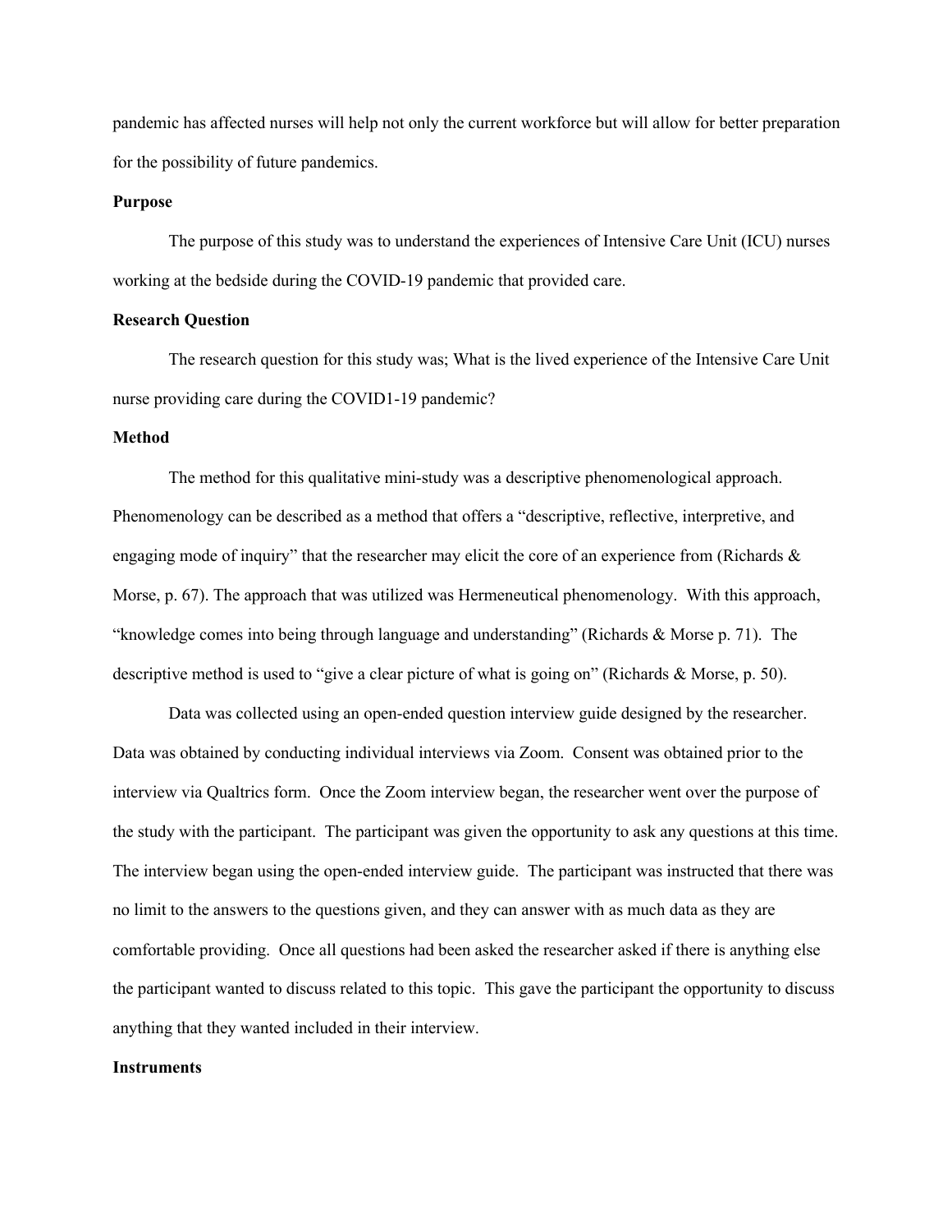pandemic has affected nurses will help not only the current workforce but will allow for better preparation for the possibility of future pandemics.

**Purpose**

The purpose of this study was to understand the experiences of Intensive Care Unit (ICU) nurses working at the bedside during the COVID-19 pandemic that provided care.

**Research Question**

The research question for this study was; What is the lived experience of the Intensive Care Unit nurse providing care during the COVID1-19 pandemic?

**Method**

The method for this qualitative mini-study was a descriptive phenomenological approach. Phenomenology can be described as a method that offers a "descriptive, reflective, interpretive, and engaging mode of inquiry" that the researcher may elicit the core of an experience from (Richards & Morse, p. 67). The approach that was utilized was Hermeneutical phenomenology. With this approach, "knowledge comes into being through language and understanding" (Richards & Morse p. 71). The descriptive method is used to "give a clear picture of what is going on" (Richards & Morse, p. 50).

Data was collected using an open-ended question interview guide designed by the researcher. Data was obtained by conducting individual interviews via Zoom. Consent was obtained prior to the interview via Qualtrics form. Once the Zoom interview began, the researcher went over the purpose of the study with the participant. The participant was given the opportunity to ask any questions at this time. The interview began using the open-ended interview guide. The participant was instructed that there was no limit to the answers to the questions given, and they can answer with as much data as they are comfortable providing. Once all questions had been asked the researcher asked if there is anything else the participant wanted to discuss related to this topic. This gave the participant the opportunity to discuss anything that they wanted included in their interview.

**Instruments**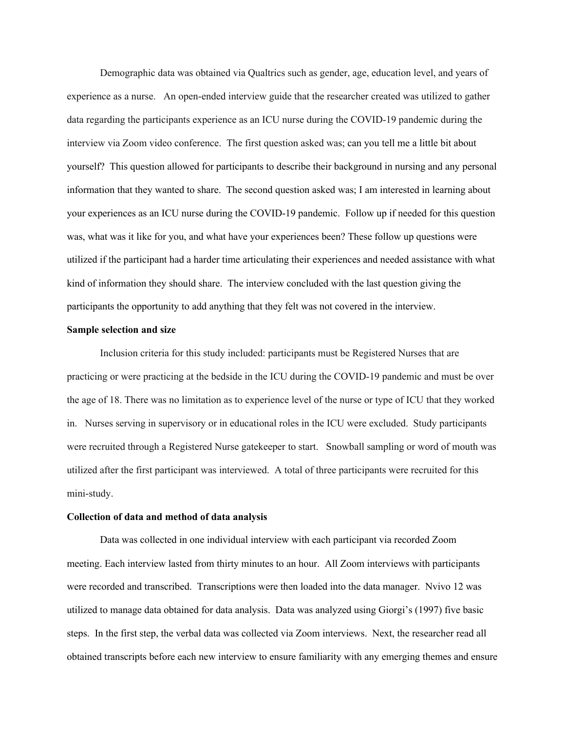Demographic data was obtained via Qualtrics such as gender, age, education level, and years of experience as a nurse. An open-ended interview guide that the researcher created was utilized to gather data regarding the participants experience as an ICU nurse during the COVID-19 pandemic during the interview via Zoom video conference. The first question asked was; can you tell me a little bit about yourself? This question allowed for participants to describe their background in nursing and any personal information that they wanted to share. The second question asked was; I am interested in learning about your experiences as an ICU nurse during the COVID-19 pandemic. Follow up if needed for this question was, what was it like for you, and what have your experiences been? These follow up questions were utilized if the participant had a harder time articulating their experiences and needed assistance with what kind of information they should share. The interview concluded with the last question giving the participants the opportunity to add anything that they felt was not covered in the interview.

**Sample selection and size**

Inclusion criteria for this study included: participants must be Registered Nurses that are practicing or were practicing at the bedside in the ICU during the COVID-19 pandemic and must be over the age of 18. There was no limitation as to experience level of the nurse or type of ICU that they worked in. Nurses serving in supervisory or in educational roles in the ICU were excluded. Study participants were recruited through a Registered Nurse gatekeeper to start. Snowball sampling or word of mouth was utilized after the first participant was interviewed. A total of three participants were recruited for this mini-study.

**Collection of data and method of data analysis**

Data was collected in one individual interview with each participant via recorded Zoom meeting. Each interview lasted from thirty minutes to an hour. All Zoom interviews with participants were recorded and transcribed. Transcriptions were then loaded into the data manager. Nvivo 12 was utilized to manage data obtained for data analysis. Data was analyzed using Giorgi's (1997) five basic steps. In the first step, the verbal data was collected via Zoom interviews. Next, the researcher read all obtained transcripts before each new interview to ensure familiarity with any emerging themes and ensure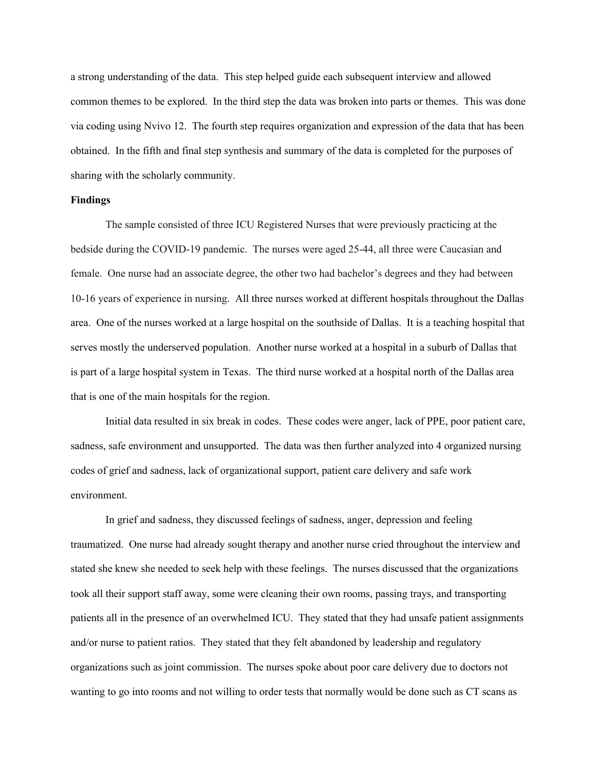a strong understanding of the data. This step helped guide each subsequent interview and allowed common themes to be explored. In the third step the data was broken into parts or themes. This was done via coding using Nvivo 12. The fourth step requires organization and expression of the data that has been obtained. In the fifth and final step synthesis and summary of the data is completed for the purposes of sharing with the scholarly community.

**Findings**

The sample consisted of three ICU Registered Nurses that were previously practicing at the bedside during the COVID-19 pandemic. The nurses were aged 25-44, all three were Caucasian and female. One nurse had an associate degree, the other two had bachelor's degrees and they had between 10-16 years of experience in nursing. All three nurses worked at different hospitals throughout the Dallas area. One of the nurses worked at a large hospital on the southside of Dallas. It is a teaching hospital that serves mostly the underserved population. Another nurse worked at a hospital in a suburb of Dallas that is part of a large hospital system in Texas. The third nurse worked at a hospital north of the Dallas area that is one of the main hospitals for the region.

Initial data resulted in six break in codes. These codes were anger, lack of PPE, poor patient care, sadness, safe environment and unsupported. The data was then further analyzed into 4 organized nursing codes of grief and sadness, lack of organizational support, patient care delivery and safe work environment.

In grief and sadness, they discussed feelings of sadness, anger, depression and feeling traumatized. One nurse had already sought therapy and another nurse cried throughout the interview and stated she knew she needed to seek help with these feelings. The nurses discussed that the organizations took all their support staff away, some were cleaning their own rooms, passing trays, and transporting patients all in the presence of an overwhelmed ICU. They stated that they had unsafe patient assignments and/or nurse to patient ratios. They stated that they felt abandoned by leadership and regulatory organizations such as joint commission. The nurses spoke about poor care delivery due to doctors not wanting to go into rooms and not willing to order tests that normally would be done such as CT scans as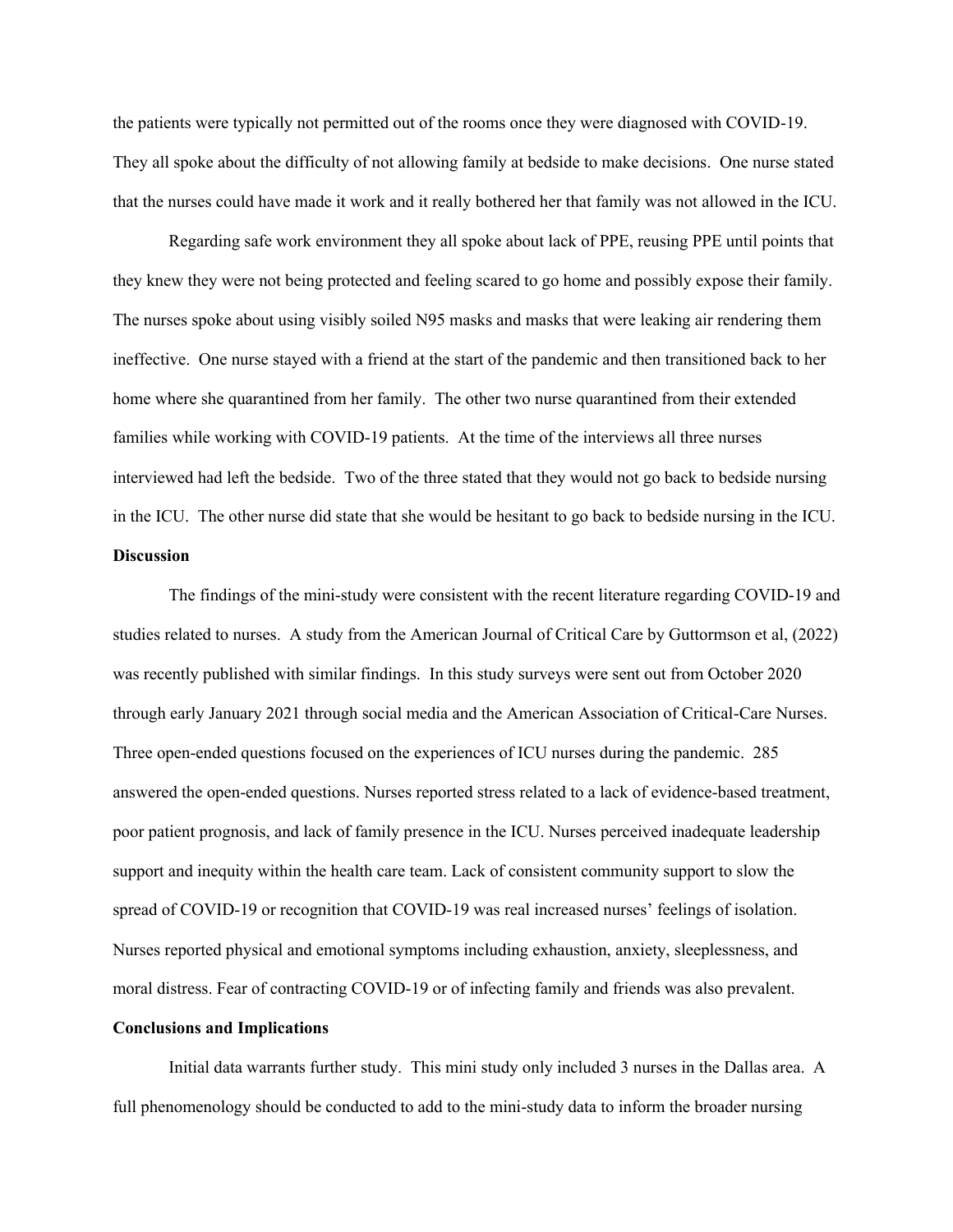the patients were typically not permitted out of the rooms once they were diagnosed with COVID-19. They all spoke about the difficulty of not allowing family at bedside to make decisions. One nurse stated that the nurses could have made it work and it really bothered her that family was not allowed in the ICU.

Regarding safe work environment they all spoke about lack of PPE, reusing PPE until points that they knew they were not being protected and feeling scared to go home and possibly expose their family. The nurses spoke about using visibly soiled N95 masks and masks that were leaking air rendering them ineffective. One nurse stayed with a friend at the start of the pandemic and then transitioned back to her home where she quarantined from her family. The other two nurse quarantined from their extended families while working with COVID-19 patients. At the time of the interviews all three nurses interviewed had left the bedside. Two of the three stated that they would not go back to bedside nursing in the ICU. The other nurse did state that she would be hesitant to go back to bedside nursing in the ICU.

**Discussion**

The findings of the mini-study were consistent with the recent literature regarding COVID-19 and studies related to nurses. A study from the American Journal of Critical Care by Guttormson et al, (2022) was recently published with similar findings. In this study surveys were sent out from October 2020 through early January 2021 through social media and the American Association of Critical-Care Nurses. Three open-ended questions focused on the experiences of ICU nurses during the pandemic. 285 answered the open-ended questions. Nurses reported stress related to a lack of evidence-based treatment, poor patient prognosis, and lack of family presence in the ICU. Nurses perceived inadequate leadership support and inequity within the health care team. Lack of consistent community support to slow the spread of COVID-19 or recognition that COVID-19 was real increased nurses' feelings of isolation. Nurses reported physical and emotional symptoms including exhaustion, anxiety, sleeplessness, and moral distress. Fear of contracting COVID-19 or of infecting family and friends was also prevalent.

**Conclusions and Implications**

Initial data warrants further study. This mini study only included 3 nurses in the Dallas area. A full phenomenology should be conducted to add to the mini-study data to inform the broader nursing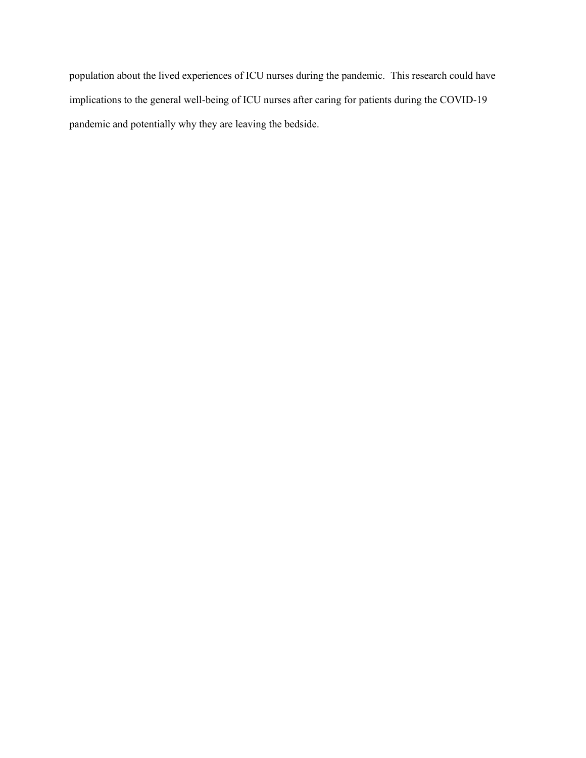population about the lived experiences of ICU nurses during the pandemic. This research could have implications to the general well-being of ICU nurses after caring for patients during the COVID-19 pandemic and potentially why they are leaving the bedside.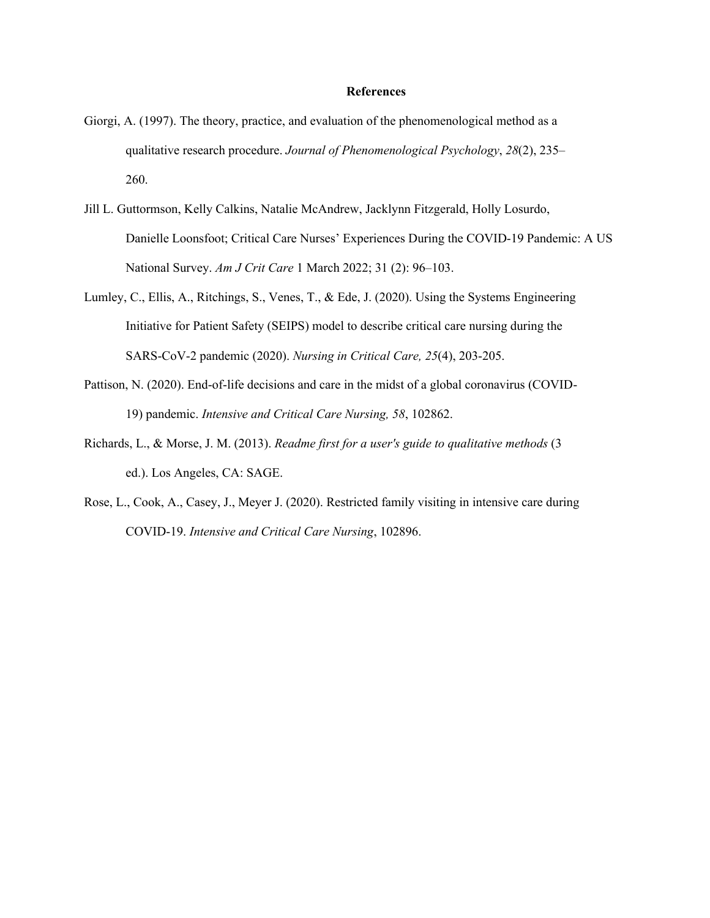**References**

Giorgi, A. (1997). The theory, practice, and evaluation of the phenomenological method as a qualitative research procedure. *Journal of Phenomenological Psychology*, *28*(2), 235–260.

Jill L. Guttormson, Kelly Calkins, Natalie McAndrew, Jacklynn Fitzgerald, Holly Losurdo, Danielle Loonsfoot; Critical Care Nurses' Experiences During the COVID-19 Pandemic: A US National Survey. *Am J Crit Care* 1 March 2022; 31 (2): 96–103.

Lumley, C., Ellis, A., Ritchings, S., Venes, T., & Ede, J. (2020). Using the Systems Engineering Initiative for Patient Safety (SEIPS) model to describe critical care nursing during the SARS-CoV-2 pandemic (2020). *Nursing in Critical Care, 25*(4), 203-205.

Pattison, N. (2020). End-of-life decisions and care in the midst of a global coronavirus (COVID-19) pandemic. *Intensive and Critical Care Nursing, 58*, 102862.

Richards, L., & Morse, J. M. (2013). *Readme first for a user's guide to qualitative methods* (3 ed.). Los Angeles, CA: SAGE.

Rose, L., Cook, A., Casey, J., Meyer J. (2020). Restricted family visiting in intensive care during COVID-19. *Intensive and Critical Care Nursing*, 102896.